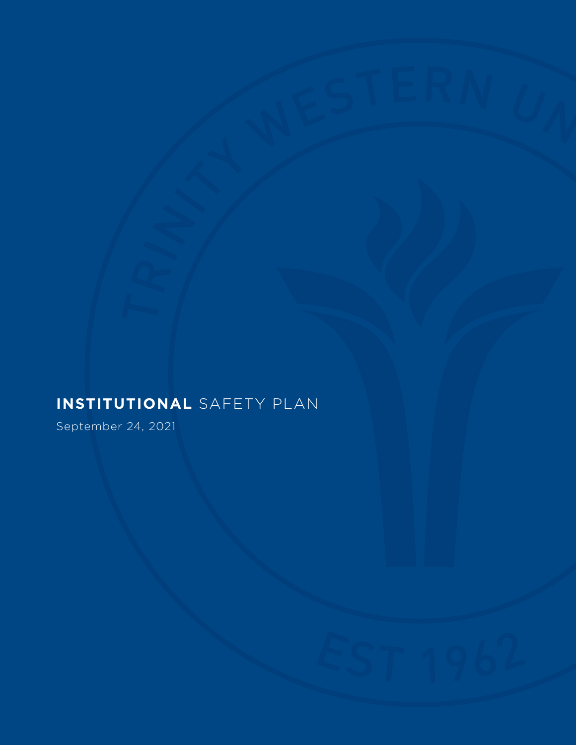# **INSTITUTIONAL** SAFETY PLAN

September 24, 2021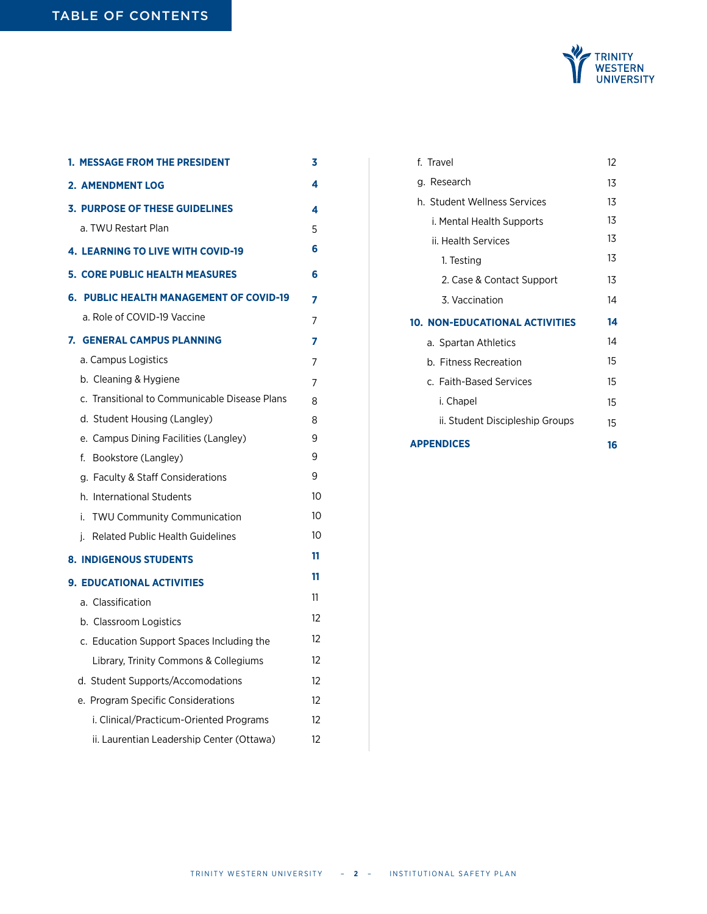# TABLE OF CONTENTS

| | |
|---|---|
| **1. MESSAGE FROM THE PRESIDENT** | **3** |
| **2. AMENDMENT LOG** | **4** |
| **3. PURPOSE OF THESE GUIDELINES** | **4** |
| a. TWU Restart Plan | 5 |
| **4. LEARNING TO LIVE WITH COVID-19** | **6** |
| **5. CORE PUBLIC HEALTH MEASURES** | **6** |
| **6. PUBLIC HEALTH MANAGEMENT OF COVID-19** | **7** |
| a. Role of COVID-19 Vaccine | 7 |
| **7. GENERAL CAMPUS PLANNING** | **7** |
| a. Campus Logistics | 7 |
| b. Cleaning & Hygiene | 7 |
| c. Transitional to Communicable Disease Plans | 8 |
| d. Student Housing (Langley) | 8 |
| e. Campus Dining Facilities (Langley) | 9 |
| f. Bookstore (Langley) | 9 |
| g. Faculty & Staff Considerations | 9 |
| h. International Students | 10 |
| i. TWU Community Communication | 10 |
| j. Related Public Health Guidelines | 10 |
| **8. INDIGENOUS STUDENTS** | **11** |
| **9. EDUCATIONAL ACTIVITIES** | **11** |
| a. Classification | 11 |
| b. Classroom Logistics | 12 |
| c. Education Support Spaces Including the Library, Trinity Commons & Collegiums | 12 |
| d. Student Supports/Accomodations | 12 |
| e. Program Specific Considerations | 12 |
| i. Clinical/Practicum-Oriented Programs | 12 |
| ii. Laurentian Leadership Center (Ottawa) | 12 |
| f. Travel | 12 |
| g. Research | 13 |
| h. Student Wellness Services | 13 |
| i. Mental Health Supports | 13 |
| ii. Health Services | 13 |
| 1. Testing | 13 |
| 2. Case & Contact Support | 13 |
| 3. Vaccination | 14 |
| **10. NON-EDUCATIONAL ACTIVITIES** | **14** |
| a. Spartan Athletics | 14 |
| b. Fitness Recreation | 15 |
| c. Faith-Based Services | 15 |
| i. Chapel | 15 |
| ii. Student Discipleship Groups | 15 |
| **APPENDICES** | **16** |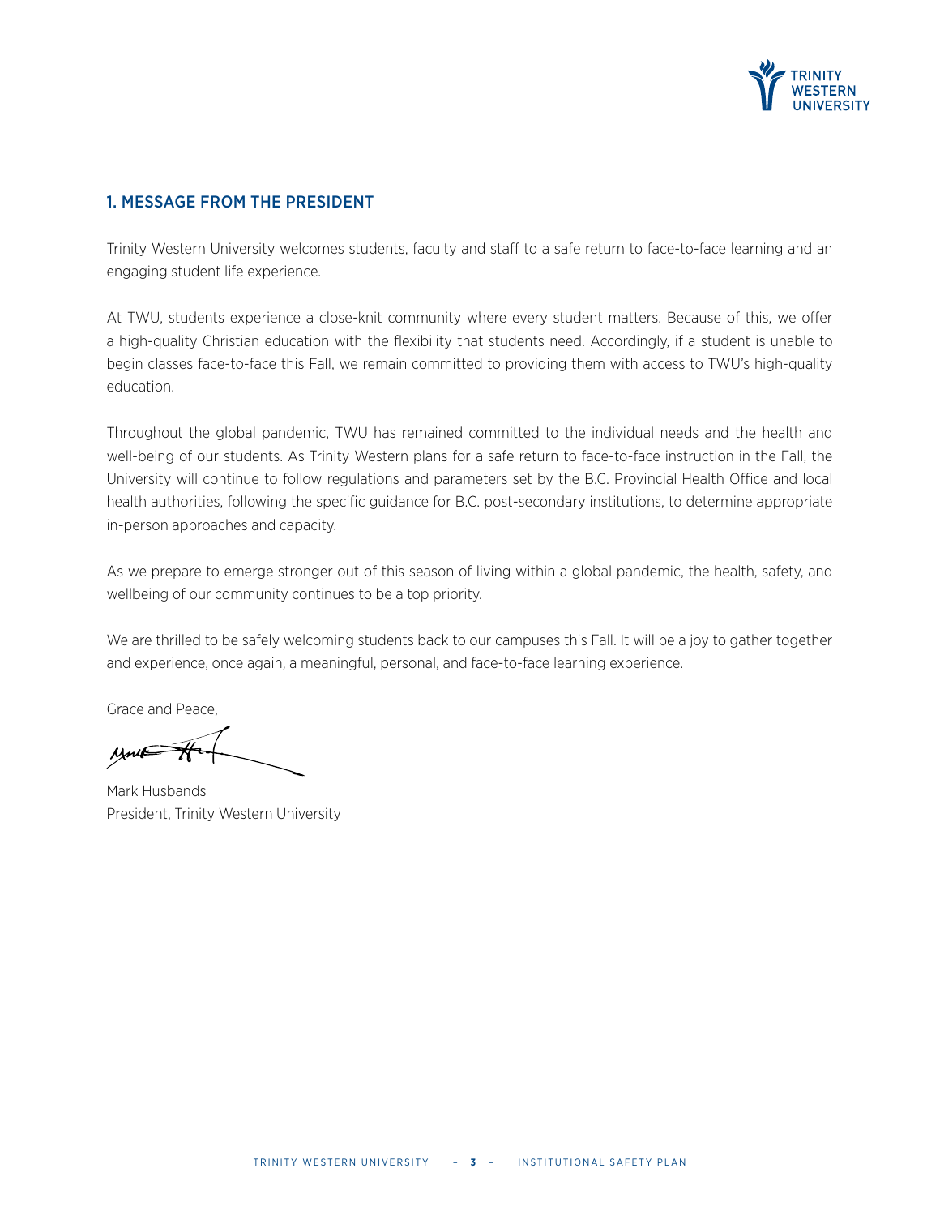## 1. MESSAGE FROM THE PRESIDENT

Trinity Western University welcomes students, faculty and staff to a safe return to face-to-face learning and an engaging student life experience.

At TWU, students experience a close-knit community where every student matters. Because of this, we offer a high-quality Christian education with the flexibility that students need. Accordingly, if a student is unable to begin classes face-to-face this Fall, we remain committed to providing them with access to TWU's high-quality education.

Throughout the global pandemic, TWU has remained committed to the individual needs and the health and well-being of our students. As Trinity Western plans for a safe return to face-to-face instruction in the Fall, the University will continue to follow regulations and parameters set by the B.C. Provincial Health Office and local health authorities, following the specific guidance for B.C. post-secondary institutions, to determine appropriate in-person approaches and capacity.

As we prepare to emerge stronger out of this season of living within a global pandemic, the health, safety, and wellbeing of our community continues to be a top priority.

We are thrilled to be safely welcoming students back to our campuses this Fall. It will be a joy to gather together and experience, once again, a meaningful, personal, and face-to-face learning experience.

Grace and Peace,

Mark Husbands
President, Trinity Western University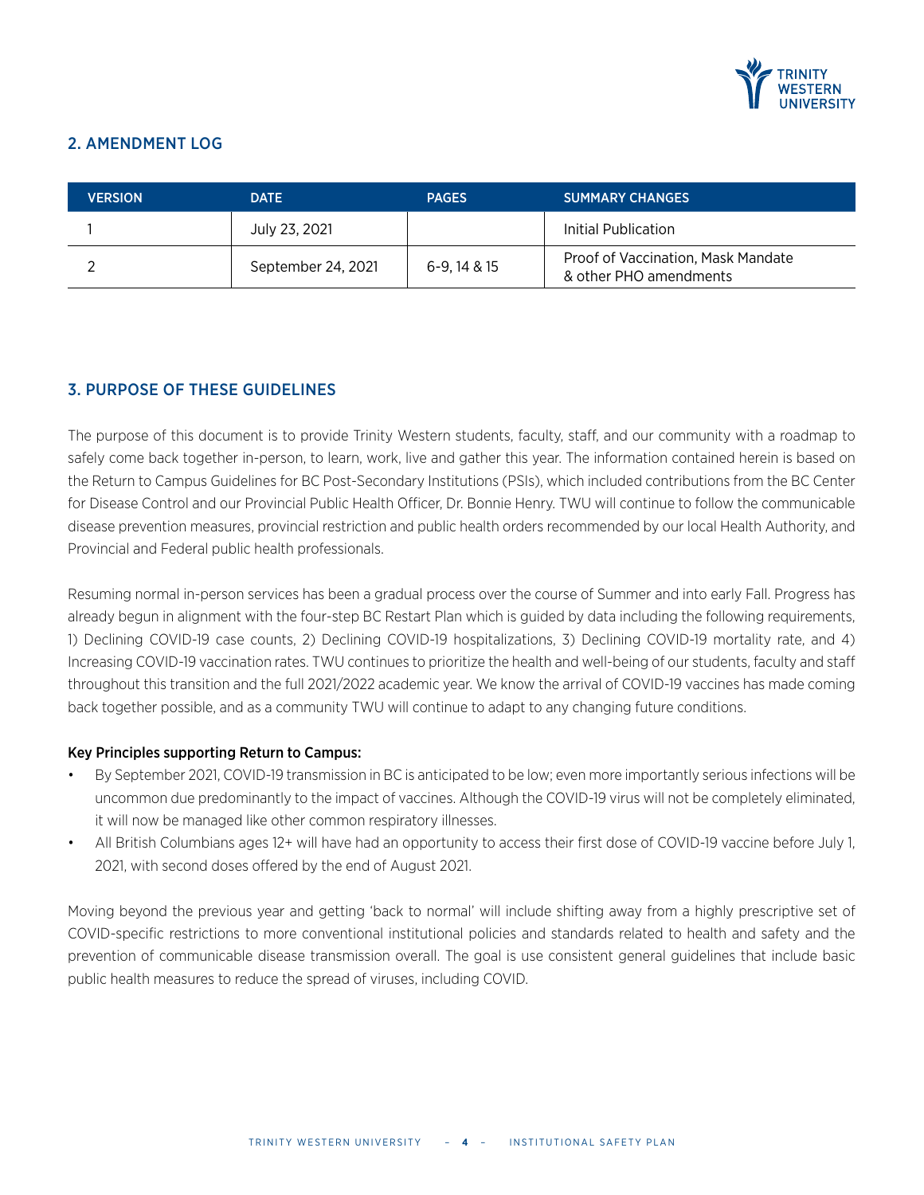## 2. AMENDMENT LOG

| VERSION | DATE | PAGES | SUMMARY CHANGES |
|---|---|---|---|
| 1 | July 23, 2021 | | Initial Publication |
| 2 | September 24, 2021 | 6-9, 14 & 15 | Proof of Vaccination, Mask Mandate & other PHO amendments |

## 3. PURPOSE OF THESE GUIDELINES

The purpose of this document is to provide Trinity Western students, faculty, staff, and our community with a roadmap to safely come back together in-person, to learn, work, live and gather this year. The information contained herein is based on the Return to Campus Guidelines for BC Post-Secondary Institutions (PSIs), which included contributions from the BC Center for Disease Control and our Provincial Public Health Officer, Dr. Bonnie Henry. TWU will continue to follow the communicable disease prevention measures, provincial restriction and public health orders recommended by our local Health Authority, and Provincial and Federal public health professionals.

Resuming normal in-person services has been a gradual process over the course of Summer and into early Fall. Progress has already begun in alignment with the four-step BC Restart Plan which is guided by data including the following requirements, 1) Declining COVID-19 case counts, 2) Declining COVID-19 hospitalizations, 3) Declining COVID-19 mortality rate, and 4) Increasing COVID-19 vaccination rates. TWU continues to prioritize the health and well-being of our students, faculty and staff throughout this transition and the full 2021/2022 academic year. We know the arrival of COVID-19 vaccines has made coming back together possible, and as a community TWU will continue to adapt to any changing future conditions.

**Key Principles supporting Return to Campus:**

- By September 2021, COVID-19 transmission in BC is anticipated to be low; even more importantly serious infections will be uncommon due predominantly to the impact of vaccines. Although the COVID-19 virus will not be completely eliminated, it will now be managed like other common respiratory illnesses.
- All British Columbians ages 12+ will have had an opportunity to access their first dose of COVID-19 vaccine before July 1, 2021, with second doses offered by the end of August 2021.

Moving beyond the previous year and getting 'back to normal' will include shifting away from a highly prescriptive set of COVID-specific restrictions to more conventional institutional policies and standards related to health and safety and the prevention of communicable disease transmission overall. The goal is use consistent general guidelines that include basic public health measures to reduce the spread of viruses, including COVID.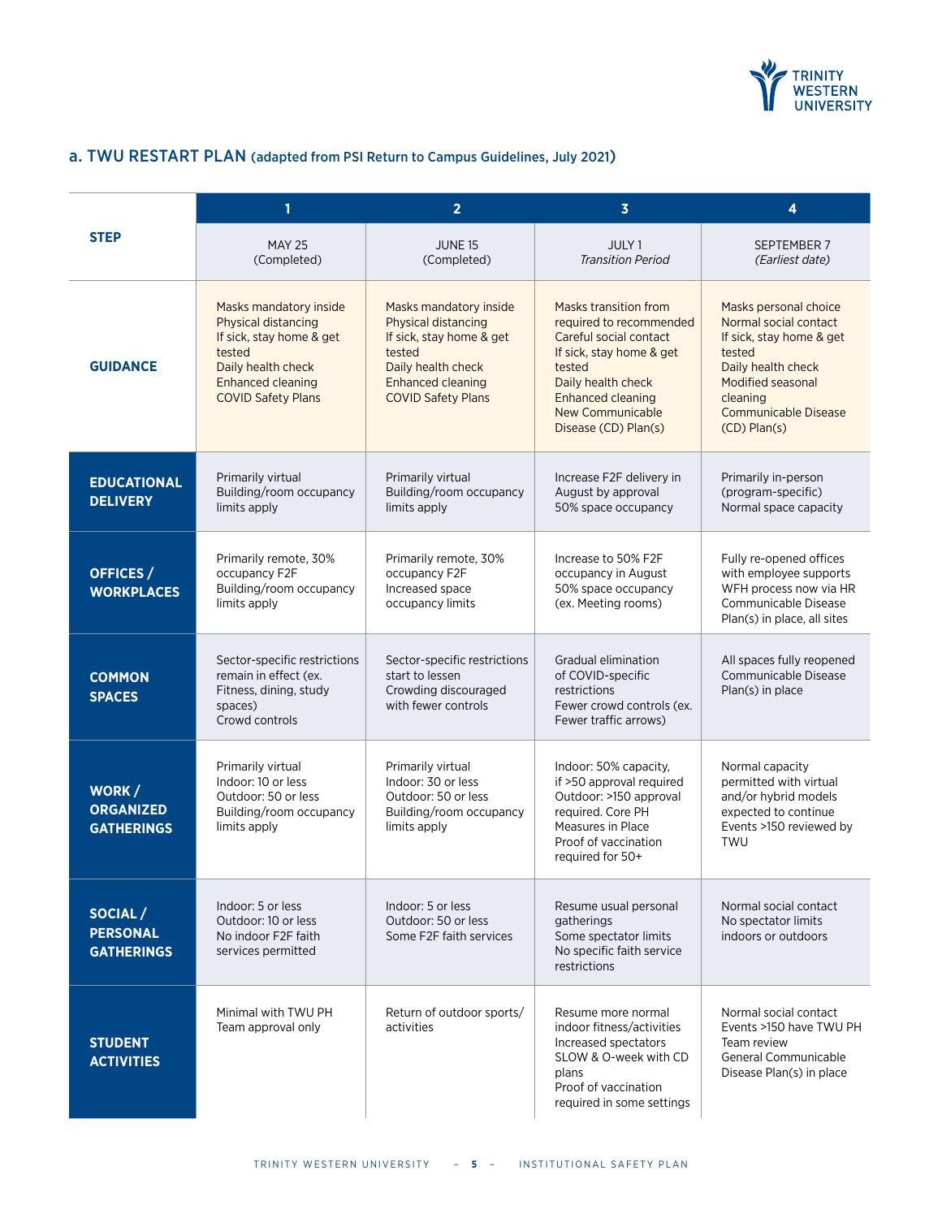## a. TWU RESTART PLAN (adapted from PSI Return to Campus Guidelines, July 2021)

| STEP | 1 | 2 | 3 | 4 |
|---|---|---|---|---|
| | MAY 25 (Completed) | JUNE 15 (Completed) | JULY 1 *Transition Period* | SEPTEMBER 7 *(Earliest date)* |
| **GUIDANCE** | Masks mandatory inside<br>Physical distancing<br>If sick, stay home & get tested<br>Daily health check<br>Enhanced cleaning<br>COVID Safety Plans | Masks mandatory inside<br>Physical distancing<br>If sick, stay home & get tested<br>Daily health check<br>Enhanced cleaning<br>COVID Safety Plans | Masks transition from required to recommended<br>Careful social contact<br>If sick, stay home & get tested<br>Daily health check<br>Enhanced cleaning<br>New Communicable Disease (CD) Plan(s) | Masks personal choice<br>Normal social contact<br>If sick, stay home & get tested<br>Daily health check<br>Modified seasonal cleaning<br>Communicable Disease (CD) Plan(s) |
| **EDUCATIONAL DELIVERY** | Primarily virtual<br>Building/room occupancy limits apply | Primarily virtual<br>Building/room occupancy limits apply | Increase F2F delivery in August by approval<br>50% space occupancy | Primarily in-person (program-specific)<br>Normal space capacity |
| **OFFICES / WORKPLACES** | Primarily remote, 30% occupancy F2F<br>Building/room occupancy limits apply | Primarily remote, 30% occupancy F2F<br>Increased space occupancy limits | Increase to 50% F2F occupancy in August<br>50% space occupancy (ex. Meeting rooms) | Fully re-opened offices with employee supports<br>WFH process now via HR<br>Communicable Disease Plan(s) in place, all sites |
| **COMMON SPACES** | Sector-specific restrictions remain in effect (ex. Fitness, dining, study spaces)<br>Crowd controls | Sector-specific restrictions start to lessen<br>Crowding discouraged with fewer controls | Gradual elimination of COVID-specific restrictions<br>Fewer crowd controls (ex. Fewer traffic arrows) | All spaces fully reopened<br>Communicable Disease Plan(s) in place |
| **WORK / ORGANIZED GATHERINGS** | Primarily virtual<br>Indoor: 10 or less<br>Outdoor: 50 or less<br>Building/room occupancy limits apply | Primarily virtual<br>Indoor: 30 or less<br>Outdoor: 50 or less<br>Building/room occupancy limits apply | Indoor: 50% capacity, if >50 approval required<br>Outdoor: >150 approval required. Core PH Measures in Place<br>Proof of vaccination required for 50+ | Normal capacity permitted with virtual and/or hybrid models expected to continue<br>Events >150 reviewed by TWU |
| **SOCIAL / PERSONAL GATHERINGS** | Indoor: 5 or less<br>Outdoor: 10 or less<br>No indoor F2F faith services permitted | Indoor: 5 or less<br>Outdoor: 50 or less<br>Some F2F faith services | Resume usual personal gatherings<br>Some spectator limits<br>No specific faith service restrictions | Normal social contact<br>No spectator limits indoors or outdoors |
| **STUDENT ACTIVITIES** | Minimal with TWU PH Team approval only | Return of outdoor sports/ activities | Resume more normal indoor fitness/activities<br>Increased spectators<br>SLOW & O-week with CD plans<br>Proof of vaccination required in some settings | Normal social contact<br>Events >150 have TWU PH Team review<br>General Communicable Disease Plan(s) in place |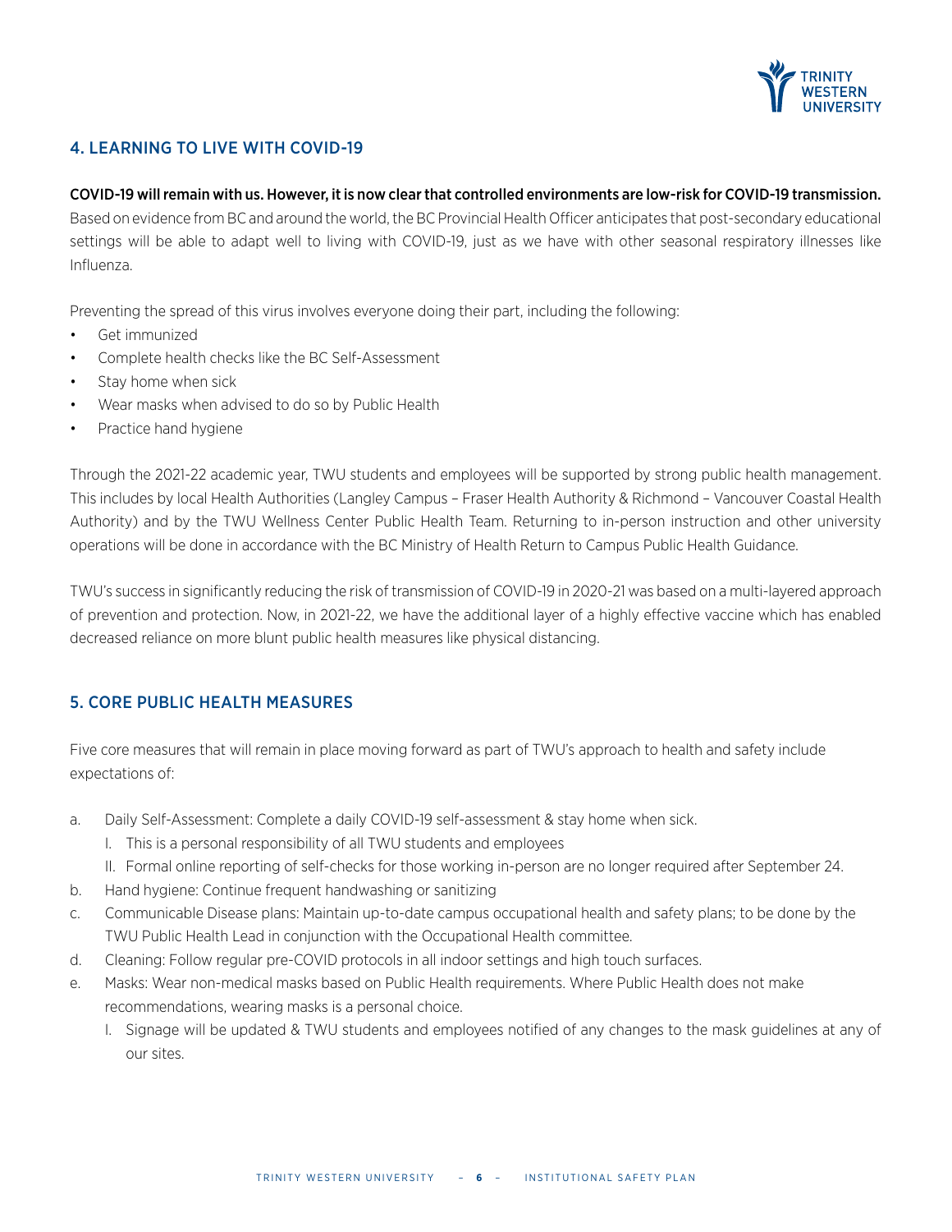## 4. LEARNING TO LIVE WITH COVID-19

**COVID-19 will remain with us. However, it is now clear that controlled environments are low-risk for COVID-19 transmission.** Based on evidence from BC and around the world, the BC Provincial Health Officer anticipates that post-secondary educational settings will be able to adapt well to living with COVID-19, just as we have with other seasonal respiratory illnesses like Influenza.

Preventing the spread of this virus involves everyone doing their part, including the following:

- Get immunized
- Complete health checks like the BC Self-Assessment
- Stay home when sick
- Wear masks when advised to do so by Public Health
- Practice hand hygiene

Through the 2021-22 academic year, TWU students and employees will be supported by strong public health management. This includes by local Health Authorities (Langley Campus – Fraser Health Authority & Richmond – Vancouver Coastal Health Authority) and by the TWU Wellness Center Public Health Team. Returning to in-person instruction and other university operations will be done in accordance with the BC Ministry of Health Return to Campus Public Health Guidance.

TWU's success in significantly reducing the risk of transmission of COVID-19 in 2020-21 was based on a multi-layered approach of prevention and protection. Now, in 2021-22, we have the additional layer of a highly effective vaccine which has enabled decreased reliance on more blunt public health measures like physical distancing.

## 5. CORE PUBLIC HEALTH MEASURES

Five core measures that will remain in place moving forward as part of TWU's approach to health and safety include expectations of:

a. Daily Self-Assessment: Complete a daily COVID-19 self-assessment & stay home when sick.
   I. This is a personal responsibility of all TWU students and employees
   II. Formal online reporting of self-checks for those working in-person are no longer required after September 24.
b. Hand hygiene: Continue frequent handwashing or sanitizing
c. Communicable Disease plans: Maintain up-to-date campus occupational health and safety plans; to be done by the TWU Public Health Lead in conjunction with the Occupational Health committee.
d. Cleaning: Follow regular pre-COVID protocols in all indoor settings and high touch surfaces.
e. Masks: Wear non-medical masks based on Public Health requirements. Where Public Health does not make recommendations, wearing masks is a personal choice.
   I. Signage will be updated & TWU students and employees notified of any changes to the mask guidelines at any of our sites.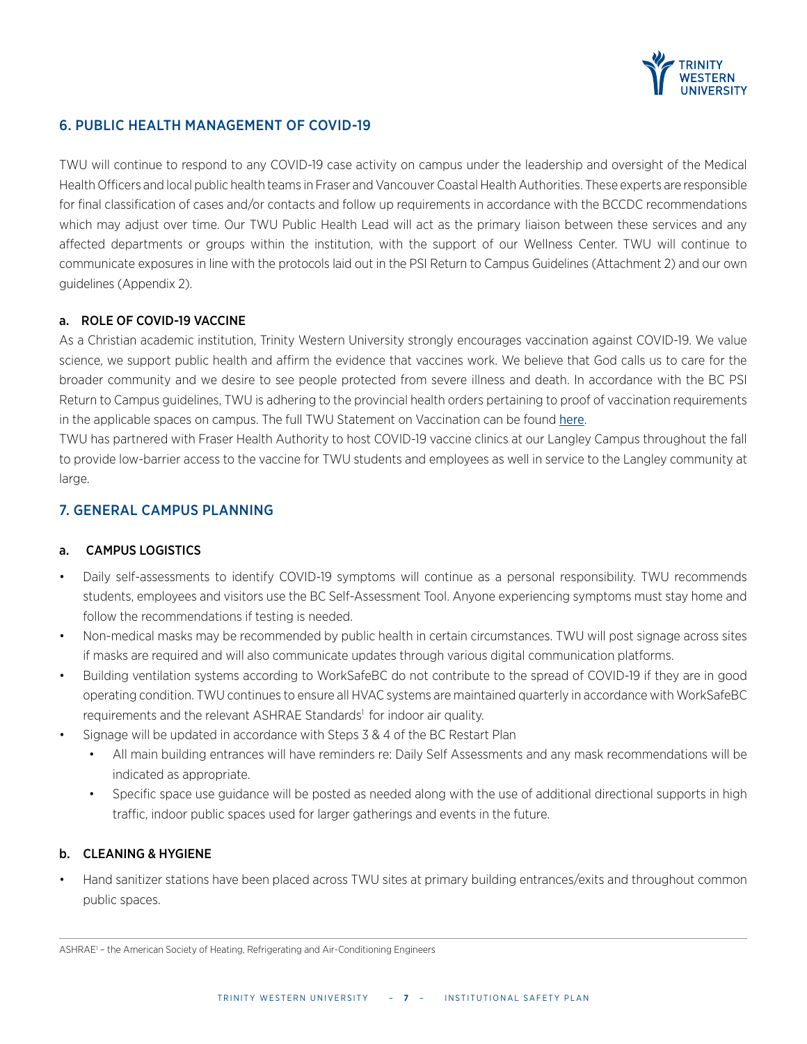## 6. PUBLIC HEALTH MANAGEMENT OF COVID-19

TWU will continue to respond to any COVID-19 case activity on campus under the leadership and oversight of the Medical Health Officers and local public health teams in Fraser and Vancouver Coastal Health Authorities. These experts are responsible for final classification of cases and/or contacts and follow up requirements in accordance with the BCCDC recommendations which may adjust over time. Our TWU Public Health Lead will act as the primary liaison between these services and any affected departments or groups within the institution, with the support of our Wellness Center. TWU will continue to communicate exposures in line with the protocols laid out in the PSI Return to Campus Guidelines (Attachment 2) and our own guidelines (Appendix 2).

### a. ROLE OF COVID-19 VACCINE

As a Christian academic institution, Trinity Western University strongly encourages vaccination against COVID-19. We value science, we support public health and affirm the evidence that vaccines work. We believe that God calls us to care for the broader community and we desire to see people protected from severe illness and death. In accordance with the BC PSI Return to Campus guidelines, TWU is adhering to the provincial health orders pertaining to proof of vaccination requirements in the applicable spaces on campus. The full TWU Statement on Vaccination can be found here.

TWU has partnered with Fraser Health Authority to host COVID-19 vaccine clinics at our Langley Campus throughout the fall to provide low-barrier access to the vaccine for TWU students and employees as well in service to the Langley community at large.

## 7. GENERAL CAMPUS PLANNING

### a. CAMPUS LOGISTICS

- Daily self-assessments to identify COVID-19 symptoms will continue as a personal responsibility. TWU recommends students, employees and visitors use the BC Self-Assessment Tool. Anyone experiencing symptoms must stay home and follow the recommendations if testing is needed.
- Non-medical masks may be recommended by public health in certain circumstances. TWU will post signage across sites if masks are required and will also communicate updates through various digital communication platforms.
- Building ventilation systems according to WorkSafeBC do not contribute to the spread of COVID-19 if they are in good operating condition. TWU continues to ensure all HVAC systems are maintained quarterly in accordance with WorkSafeBC requirements and the relevant ASHRAE Standards[1] for indoor air quality.
- Signage will be updated in accordance with Steps 3 & 4 of the BC Restart Plan
  - All main building entrances will have reminders re: Daily Self Assessments and any mask recommendations will be indicated as appropriate.
  - Specific space use guidance will be posted as needed along with the use of additional directional supports in high traffic, indoor public spaces used for larger gatherings and events in the future.

### b. CLEANING & HYGIENE

- Hand sanitizer stations have been placed across TWU sites at primary building entrances/exits and throughout common public spaces.

ASHRAE[1] – the American Society of Heating, Refrigerating and Air-Conditioning Engineers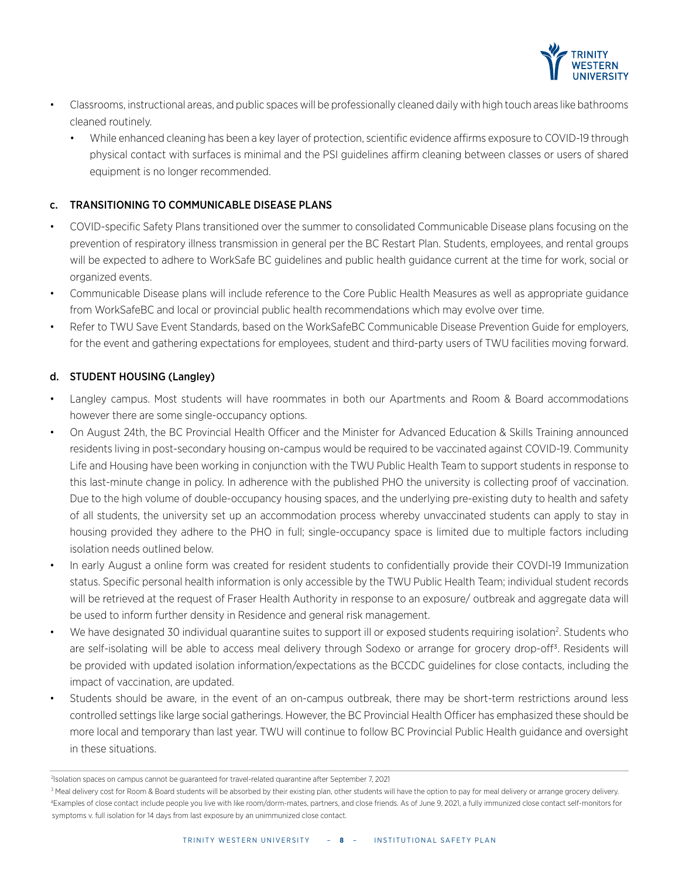- Classrooms, instructional areas, and public spaces will be professionally cleaned daily with high touch areas like bathrooms cleaned routinely.
  - While enhanced cleaning has been a key layer of protection, scientific evidence affirms exposure to COVID-19 through physical contact with surfaces is minimal and the PSI guidelines affirm cleaning between classes or users of shared equipment is no longer recommended.

### c. TRANSITIONING TO COMMUNICABLE DISEASE PLANS

- COVID-specific Safety Plans transitioned over the summer to consolidated Communicable Disease plans focusing on the prevention of respiratory illness transmission in general per the BC Restart Plan. Students, employees, and rental groups will be expected to adhere to WorkSafe BC guidelines and public health guidance current at the time for work, social or organized events.
- Communicable Disease plans will include reference to the Core Public Health Measures as well as appropriate guidance from WorkSafeBC and local or provincial public health recommendations which may evolve over time.
- Refer to TWU Save Event Standards, based on the WorkSafeBC Communicable Disease Prevention Guide for employers, for the event and gathering expectations for employees, student and third-party users of TWU facilities moving forward.

### d. STUDENT HOUSING (Langley)

- Langley campus. Most students will have roommates in both our Apartments and Room & Board accommodations however there are some single-occupancy options.
- On August 24th, the BC Provincial Health Officer and the Minister for Advanced Education & Skills Training announced residents living in post-secondary housing on-campus would be required to be vaccinated against COVID-19. Community Life and Housing have been working in conjunction with the TWU Public Health Team to support students in response to this last-minute change in policy. In adherence with the published PHO the university is collecting proof of vaccination. Due to the high volume of double-occupancy housing spaces, and the underlying pre-existing duty to health and safety of all students, the university set up an accommodation process whereby unvaccinated students can apply to stay in housing provided they adhere to the PHO in full; single-occupancy space is limited due to multiple factors including isolation needs outlined below.
- In early August a online form was created for resident students to confidentially provide their COVDI-19 Immunization status. Specific personal health information is only accessible by the TWU Public Health Team; individual student records will be retrieved at the request of Fraser Health Authority in response to an exposure/ outbreak and aggregate data will be used to inform further density in Residence and general risk management.
- We have designated 30 individual quarantine suites to support ill or exposed students requiring isolation[2]. Students who are self-isolating will be able to access meal delivery through Sodexo or arrange for grocery drop-off[3]. Residents will be provided with updated isolation information/expectations as the BCCDC guidelines for close contacts, including the impact of vaccination, are updated.
- Students should be aware, in the event of an on-campus outbreak, there may be short-term restrictions around less controlled settings like large social gatherings. However, the BC Provincial Health Officer has emphasized these should be more local and temporary than last year. TWU will continue to follow BC Provincial Public Health guidance and oversight in these situations.

---

[2] Isolation spaces on campus cannot be guaranteed for travel-related quarantine after September 7, 2021

[3] Meal delivery cost for Room & Board students will be absorbed by their existing plan, other students will have the option to pay for meal delivery or arrange grocery delivery.

[4] Examples of close contact include people you live with like room/dorm-mates, partners, and close friends. As of June 9, 2021, a fully immunized close contact self-monitors for symptoms v. full isolation for 14 days from last exposure by an unimmunized close contact.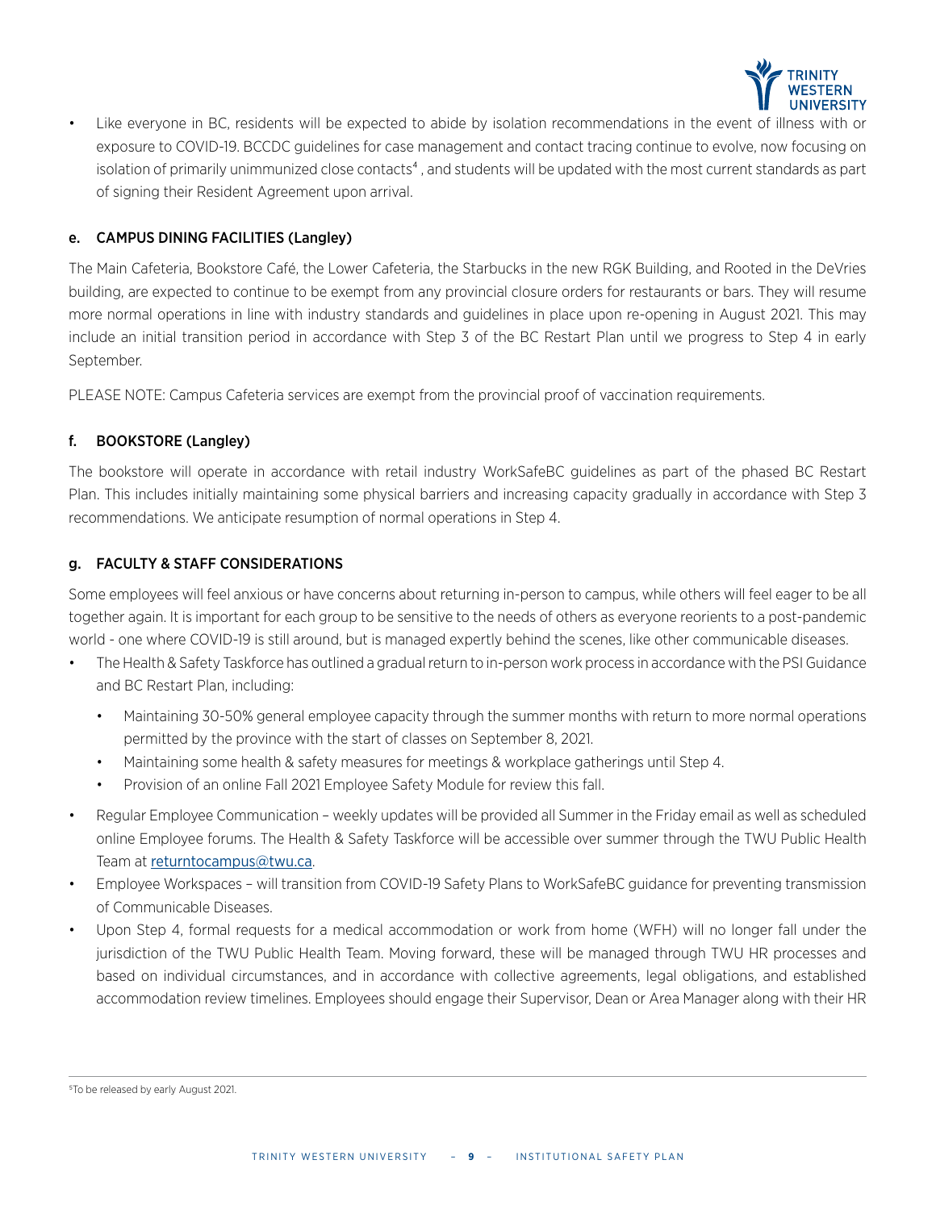- Like everyone in BC, residents will be expected to abide by isolation recommendations in the event of illness with or exposure to COVID-19. BCCDC guidelines for case management and contact tracing continue to evolve, now focusing on isolation of primarily unimmunized close contacts[4] , and students will be updated with the most current standards as part of signing their Resident Agreement upon arrival.

### e. CAMPUS DINING FACILITIES (Langley)

The Main Cafeteria, Bookstore Café, the Lower Cafeteria, the Starbucks in the new RGK Building, and Rooted in the DeVries building, are expected to continue to be exempt from any provincial closure orders for restaurants or bars. They will resume more normal operations in line with industry standards and guidelines in place upon re-opening in August 2021. This may include an initial transition period in accordance with Step 3 of the BC Restart Plan until we progress to Step 4 in early September.

PLEASE NOTE: Campus Cafeteria services are exempt from the provincial proof of vaccination requirements.

### f. BOOKSTORE (Langley)

The bookstore will operate in accordance with retail industry WorkSafeBC guidelines as part of the phased BC Restart Plan. This includes initially maintaining some physical barriers and increasing capacity gradually in accordance with Step 3 recommendations. We anticipate resumption of normal operations in Step 4.

### g. FACULTY & STAFF CONSIDERATIONS

Some employees will feel anxious or have concerns about returning in-person to campus, while others will feel eager to be all together again. It is important for each group to be sensitive to the needs of others as everyone reorients to a post-pandemic world - one where COVID-19 is still around, but is managed expertly behind the scenes, like other communicable diseases.

- The Health & Safety Taskforce has outlined a gradual return to in-person work process in accordance with the PSI Guidance and BC Restart Plan, including:
  - Maintaining 30-50% general employee capacity through the summer months with return to more normal operations permitted by the province with the start of classes on September 8, 2021.
  - Maintaining some health & safety measures for meetings & workplace gatherings until Step 4.
  - Provision of an online Fall 2021 Employee Safety Module for review this fall.
- Regular Employee Communication – weekly updates will be provided all Summer in the Friday email as well as scheduled online Employee forums. The Health & Safety Taskforce will be accessible over summer through the TWU Public Health Team at returntocampus@twu.ca.
- Employee Workspaces – will transition from COVID-19 Safety Plans to WorkSafeBC guidance for preventing transmission of Communicable Diseases.
- Upon Step 4, formal requests for a medical accommodation or work from home (WFH) will no longer fall under the jurisdiction of the TWU Public Health Team. Moving forward, these will be managed through TWU HR processes and based on individual circumstances, and in accordance with collective agreements, legal obligations, and established accommodation review timelines. Employees should engage their Supervisor, Dean or Area Manager along with their HR

[5] To be released by early August 2021.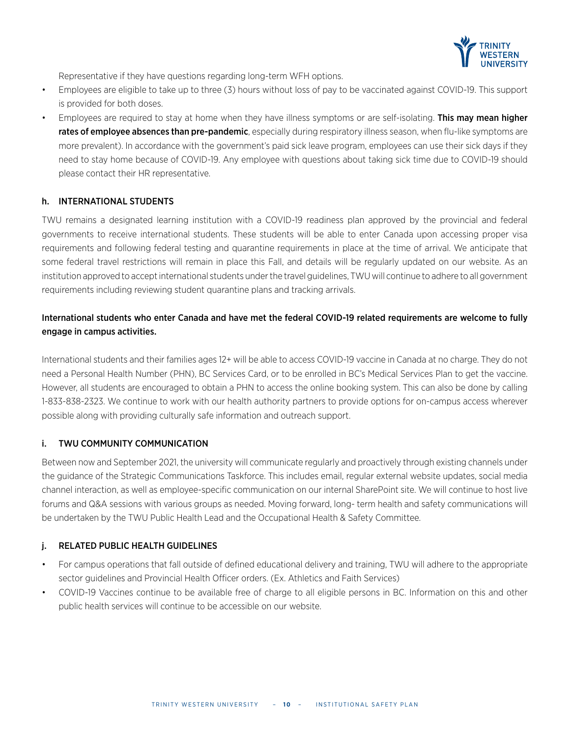Representative if they have questions regarding long-term WFH options.

- Employees are eligible to take up to three (3) hours without loss of pay to be vaccinated against COVID-19. This support is provided for both doses.
- Employees are required to stay at home when they have illness symptoms or are self-isolating. **This may mean higher rates of employee absences than pre-pandemic**, especially during respiratory illness season, when flu-like symptoms are more prevalent). In accordance with the government's paid sick leave program, employees can use their sick days if they need to stay home because of COVID-19. Any employee with questions about taking sick time due to COVID-19 should please contact their HR representative.

### h. INTERNATIONAL STUDENTS

TWU remains a designated learning institution with a COVID-19 readiness plan approved by the provincial and federal governments to receive international students. These students will be able to enter Canada upon accessing proper visa requirements and following federal testing and quarantine requirements in place at the time of arrival. We anticipate that some federal travel restrictions will remain in place this Fall, and details will be regularly updated on our website. As an institution approved to accept international students under the travel guidelines, TWU will continue to adhere to all government requirements including reviewing student quarantine plans and tracking arrivals.

**International students who enter Canada and have met the federal COVID-19 related requirements are welcome to fully engage in campus activities.**

International students and their families ages 12+ will be able to access COVID-19 vaccine in Canada at no charge. They do not need a Personal Health Number (PHN), BC Services Card, or to be enrolled in BC's Medical Services Plan to get the vaccine. However, all students are encouraged to obtain a PHN to access the online booking system. This can also be done by calling 1-833-838-2323. We continue to work with our health authority partners to provide options for on-campus access wherever possible along with providing culturally safe information and outreach support.

### i. TWU COMMUNITY COMMUNICATION

Between now and September 2021, the university will communicate regularly and proactively through existing channels under the guidance of the Strategic Communications Taskforce. This includes email, regular external website updates, social media channel interaction, as well as employee-specific communication on our internal SharePoint site. We will continue to host live forums and Q&A sessions with various groups as needed. Moving forward, long- term health and safety communications will be undertaken by the TWU Public Health Lead and the Occupational Health & Safety Committee.

### j. RELATED PUBLIC HEALTH GUIDELINES

- For campus operations that fall outside of defined educational delivery and training, TWU will adhere to the appropriate sector guidelines and Provincial Health Officer orders. (Ex. Athletics and Faith Services)
- COVID-19 Vaccines continue to be available free of charge to all eligible persons in BC. Information on this and other public health services will continue to be accessible on our website.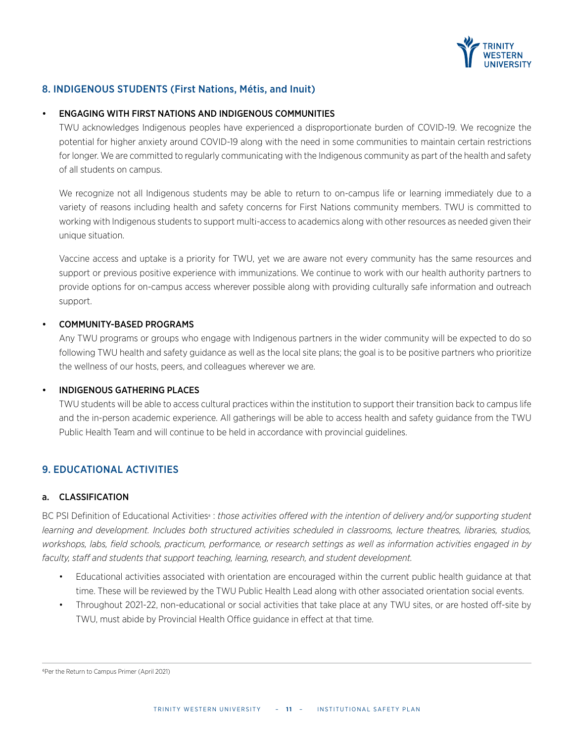## 8. INDIGENOUS STUDENTS (First Nations, Métis, and Inuit)

- **ENGAGING WITH FIRST NATIONS AND INDIGENOUS COMMUNITIES**

  TWU acknowledges Indigenous peoples have experienced a disproportionate burden of COVID-19. We recognize the potential for higher anxiety around COVID-19 along with the need in some communities to maintain certain restrictions for longer. We are committed to regularly communicating with the Indigenous community as part of the health and safety of all students on campus.

  We recognize not all Indigenous students may be able to return to on-campus life or learning immediately due to a variety of reasons including health and safety concerns for First Nations community members. TWU is committed to working with Indigenous students to support multi-access to academics along with other resources as needed given their unique situation.

  Vaccine access and uptake is a priority for TWU, yet we are aware not every community has the same resources and support or previous positive experience with immunizations. We continue to work with our health authority partners to provide options for on-campus access wherever possible along with providing culturally safe information and outreach support.

- **COMMUNITY-BASED PROGRAMS**

  Any TWU programs or groups who engage with Indigenous partners in the wider community will be expected to do so following TWU health and safety guidance as well as the local site plans; the goal is to be positive partners who prioritize the wellness of our hosts, peers, and colleagues wherever we are.

- **INDIGENOUS GATHERING PLACES**

  TWU students will be able to access cultural practices within the institution to support their transition back to campus life and the in-person academic experience. All gatherings will be able to access health and safety guidance from the TWU Public Health Team and will continue to be held in accordance with provincial guidelines.

## 9. EDUCATIONAL ACTIVITIES

### a. CLASSIFICATION

BC PSI Definition of Educational Activities[6] : *those activities offered with the intention of delivery and/or supporting student learning and development. Includes both structured activities scheduled in classrooms, lecture theatres, libraries, studios, workshops, labs, field schools, practicum, performance, or research settings as well as information activities engaged in by faculty, staff and students that support teaching, learning, research, and student development.*

- Educational activities associated with orientation are encouraged within the current public health guidance at that time. These will be reviewed by the TWU Public Health Lead along with other associated orientation social events.
- Throughout 2021-22, non-educational or social activities that take place at any TWU sites, or are hosted off-site by TWU, must abide by Provincial Health Office guidance in effect at that time.

---

[6] Per the Return to Campus Primer (April 2021)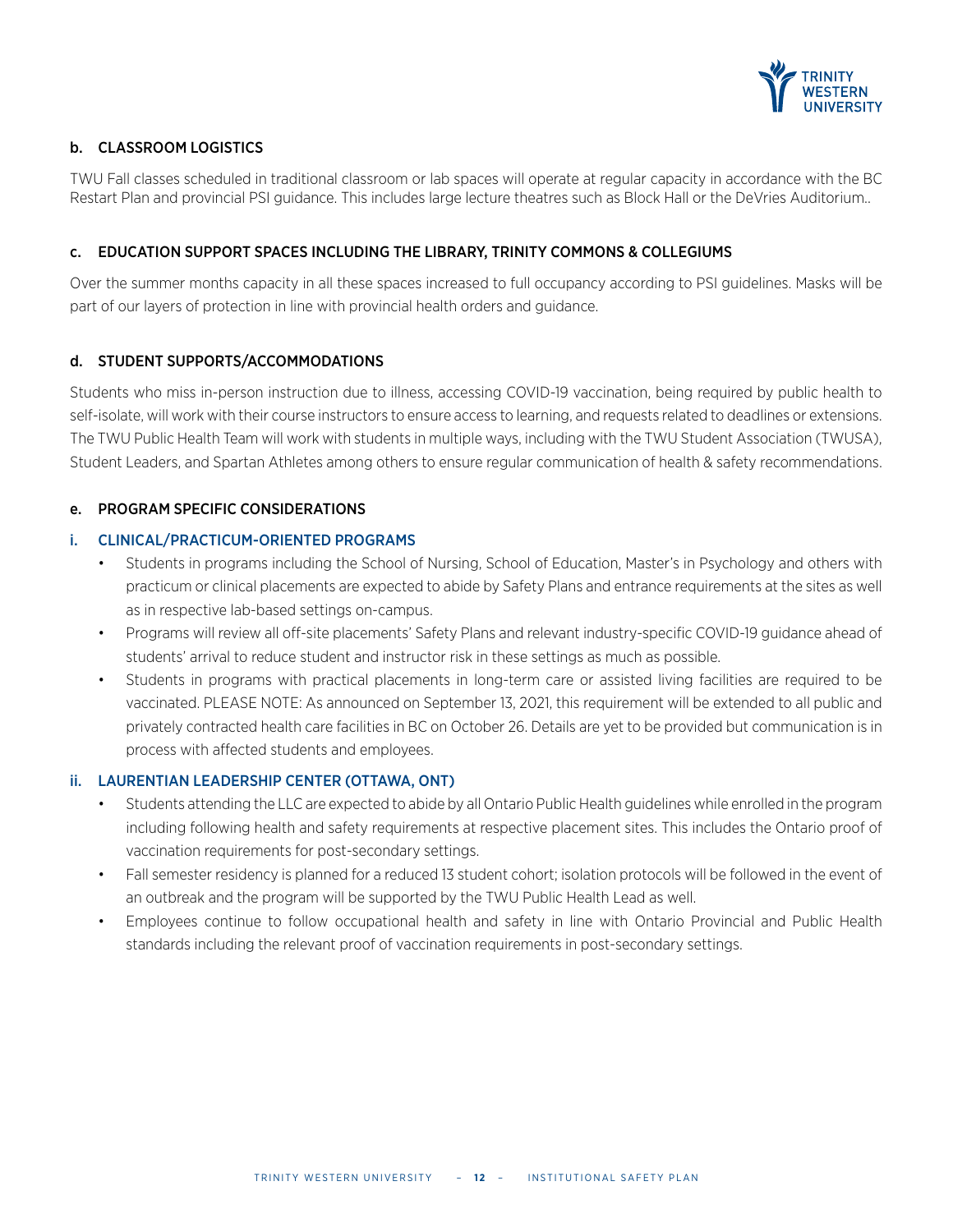### b. CLASSROOM LOGISTICS

TWU Fall classes scheduled in traditional classroom or lab spaces will operate at regular capacity in accordance with the BC Restart Plan and provincial PSI guidance. This includes large lecture theatres such as Block Hall or the DeVries Auditorium..

### c. EDUCATION SUPPORT SPACES INCLUDING THE LIBRARY, TRINITY COMMONS & COLLEGIUMS

Over the summer months capacity in all these spaces increased to full occupancy according to PSI guidelines. Masks will be part of our layers of protection in line with provincial health orders and guidance.

### d. STUDENT SUPPORTS/ACCOMMODATIONS

Students who miss in-person instruction due to illness, accessing COVID-19 vaccination, being required by public health to self-isolate, will work with their course instructors to ensure access to learning, and requests related to deadlines or extensions. The TWU Public Health Team will work with students in multiple ways, including with the TWU Student Association (TWUSA), Student Leaders, and Spartan Athletes among others to ensure regular communication of health & safety recommendations.

### e. PROGRAM SPECIFIC CONSIDERATIONS

#### i. CLINICAL/PRACTICUM-ORIENTED PROGRAMS

- Students in programs including the School of Nursing, School of Education, Master's in Psychology and others with practicum or clinical placements are expected to abide by Safety Plans and entrance requirements at the sites as well as in respective lab-based settings on-campus.
- Programs will review all off-site placements' Safety Plans and relevant industry-specific COVID-19 guidance ahead of students' arrival to reduce student and instructor risk in these settings as much as possible.
- Students in programs with practical placements in long-term care or assisted living facilities are required to be vaccinated. PLEASE NOTE: As announced on September 13, 2021, this requirement will be extended to all public and privately contracted health care facilities in BC on October 26. Details are yet to be provided but communication is in process with affected students and employees.

#### ii. LAURENTIAN LEADERSHIP CENTER (OTTAWA, ONT)

- Students attending the LLC are expected to abide by all Ontario Public Health guidelines while enrolled in the program including following health and safety requirements at respective placement sites. This includes the Ontario proof of vaccination requirements for post-secondary settings.
- Fall semester residency is planned for a reduced 13 student cohort; isolation protocols will be followed in the event of an outbreak and the program will be supported by the TWU Public Health Lead as well.
- Employees continue to follow occupational health and safety in line with Ontario Provincial and Public Health standards including the relevant proof of vaccination requirements in post-secondary settings.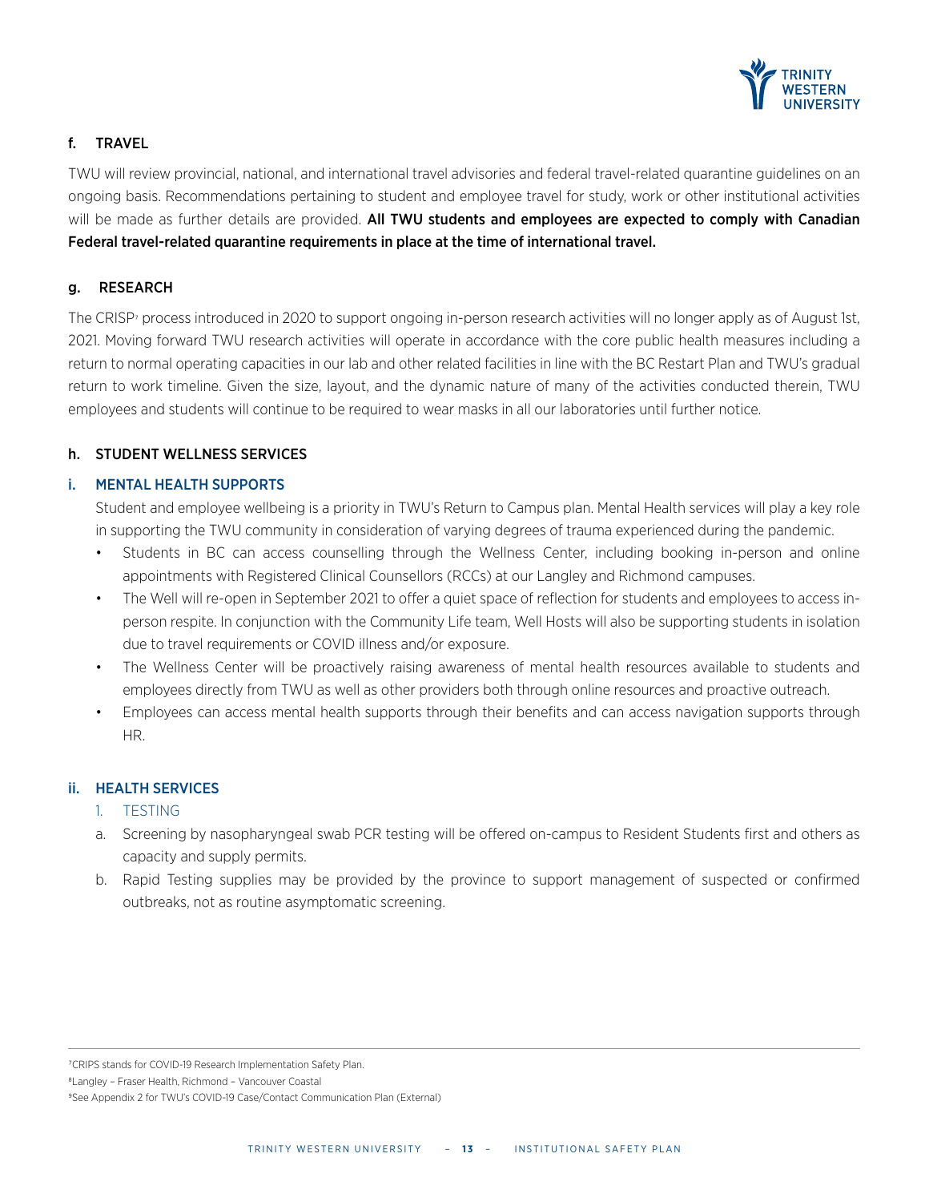## f. TRAVEL

TWU will review provincial, national, and international travel advisories and federal travel-related quarantine guidelines on an ongoing basis. Recommendations pertaining to student and employee travel for study, work or other institutional activities will be made as further details are provided. **All TWU students and employees are expected to comply with Canadian Federal travel-related quarantine requirements in place at the time of international travel.**

## g. RESEARCH

The CRISP[7] process introduced in 2020 to support ongoing in-person research activities will no longer apply as of August 1st, 2021. Moving forward TWU research activities will operate in accordance with the core public health measures including a return to normal operating capacities in our lab and other related facilities in line with the BC Restart Plan and TWU's gradual return to work timeline. Given the size, layout, and the dynamic nature of many of the activities conducted therein, TWU employees and students will continue to be required to wear masks in all our laboratories until further notice.

## h. STUDENT WELLNESS SERVICES

### i. MENTAL HEALTH SUPPORTS

Student and employee wellbeing is a priority in TWU's Return to Campus plan. Mental Health services will play a key role in supporting the TWU community in consideration of varying degrees of trauma experienced during the pandemic.

- Students in BC can access counselling through the Wellness Center, including booking in-person and online appointments with Registered Clinical Counsellors (RCCs) at our Langley and Richmond campuses.
- The Well will re-open in September 2021 to offer a quiet space of reflection for students and employees to access in-person respite. In conjunction with the Community Life team, Well Hosts will also be supporting students in isolation due to travel requirements or COVID illness and/or exposure.
- The Wellness Center will be proactively raising awareness of mental health resources available to students and employees directly from TWU as well as other providers both through online resources and proactive outreach.
- Employees can access mental health supports through their benefits and can access navigation supports through HR.

### ii. HEALTH SERVICES

1. TESTING

a. Screening by nasopharyngeal swab PCR testing will be offered on-campus to Resident Students first and others as capacity and supply permits.

b. Rapid Testing supplies may be provided by the province to support management of suspected or confirmed outbreaks, not as routine asymptomatic screening.

---

[7] CRIPS stands for COVID-19 Research Implementation Safety Plan.

[8] Langley – Fraser Health, Richmond – Vancouver Coastal

[9] See Appendix 2 for TWU's COVID-19 Case/Contact Communication Plan (External)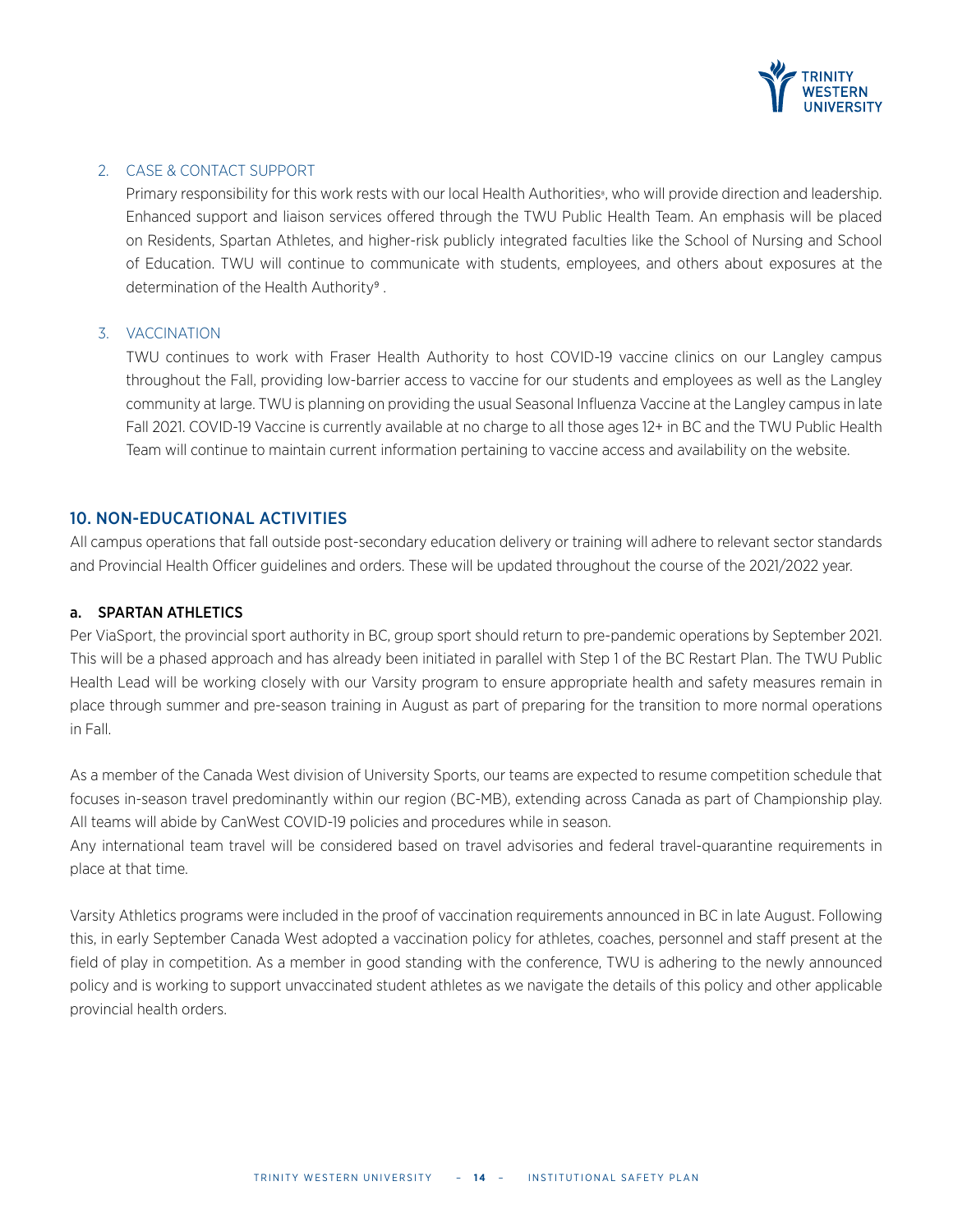2. CASE & CONTACT SUPPORT

   Primary responsibility for this work rests with our local Health Authorities[8], who will provide direction and leadership. Enhanced support and liaison services offered through the TWU Public Health Team. An emphasis will be placed on Residents, Spartan Athletes, and higher-risk publicly integrated faculties like the School of Nursing and School of Education. TWU will continue to communicate with students, employees, and others about exposures at the determination of the Health Authority[9] .

3. VACCINATION

   TWU continues to work with Fraser Health Authority to host COVID-19 vaccine clinics on our Langley campus throughout the Fall, providing low-barrier access to vaccine for our students and employees as well as the Langley community at large. TWU is planning on providing the usual Seasonal Influenza Vaccine at the Langley campus in late Fall 2021. COVID-19 Vaccine is currently available at no charge to all those ages 12+ in BC and the TWU Public Health Team will continue to maintain current information pertaining to vaccine access and availability on the website.

## 10. NON-EDUCATIONAL ACTIVITIES

All campus operations that fall outside post-secondary education delivery or training will adhere to relevant sector standards and Provincial Health Officer guidelines and orders. These will be updated throughout the course of the 2021/2022 year.

### a. SPARTAN ATHLETICS

Per ViaSport, the provincial sport authority in BC, group sport should return to pre-pandemic operations by September 2021. This will be a phased approach and has already been initiated in parallel with Step 1 of the BC Restart Plan. The TWU Public Health Lead will be working closely with our Varsity program to ensure appropriate health and safety measures remain in place through summer and pre-season training in August as part of preparing for the transition to more normal operations in Fall.

As a member of the Canada West division of University Sports, our teams are expected to resume competition schedule that focuses in-season travel predominantly within our region (BC-MB), extending across Canada as part of Championship play. All teams will abide by CanWest COVID-19 policies and procedures while in season.

Any international team travel will be considered based on travel advisories and federal travel-quarantine requirements in place at that time.

Varsity Athletics programs were included in the proof of vaccination requirements announced in BC in late August. Following this, in early September Canada West adopted a vaccination policy for athletes, coaches, personnel and staff present at the field of play in competition. As a member in good standing with the conference, TWU is adhering to the newly announced policy and is working to support unvaccinated student athletes as we navigate the details of this policy and other applicable provincial health orders.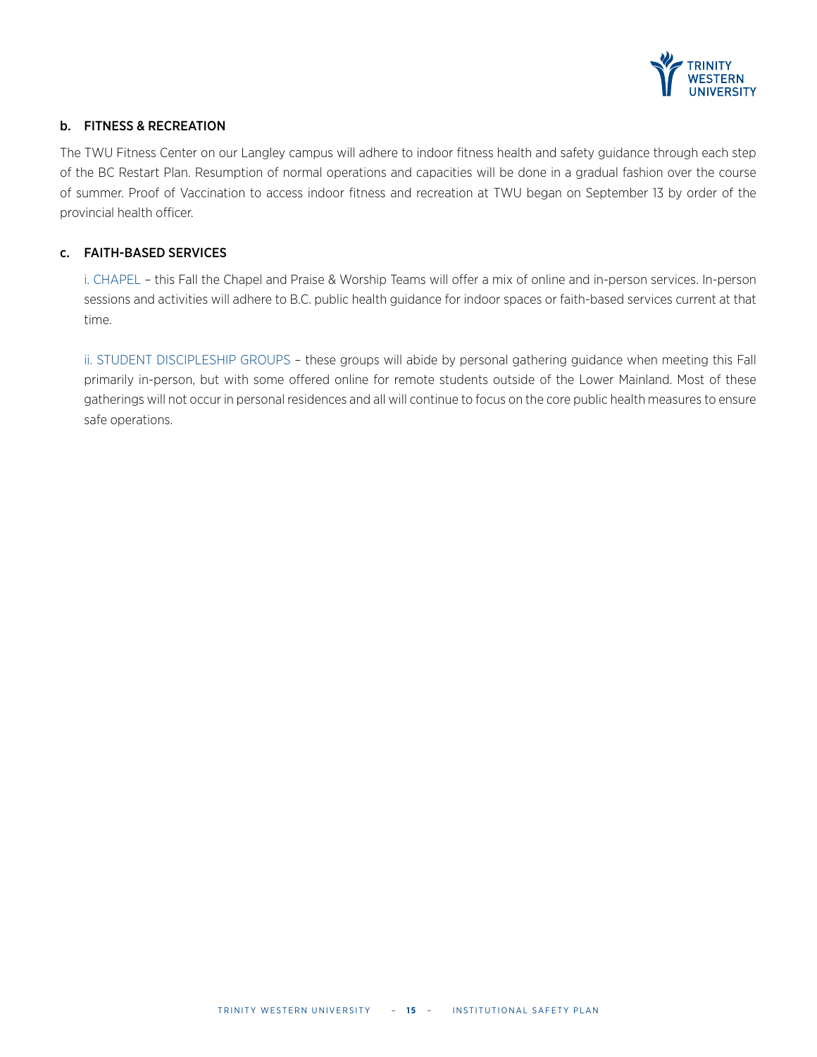### b. FITNESS & RECREATION

The TWU Fitness Center on our Langley campus will adhere to indoor fitness health and safety guidance through each step of the BC Restart Plan. Resumption of normal operations and capacities will be done in a gradual fashion over the course of summer. Proof of Vaccination to access indoor fitness and recreation at TWU began on September 13 by order of the provincial health officer.

### c. FAITH-BASED SERVICES

i. CHAPEL – this Fall the Chapel and Praise & Worship Teams will offer a mix of online and in-person services. In-person sessions and activities will adhere to B.C. public health guidance for indoor spaces or faith-based services current at that time.

ii. STUDENT DISCIPLESHIP GROUPS – these groups will abide by personal gathering guidance when meeting this Fall primarily in-person, but with some offered online for remote students outside of the Lower Mainland. Most of these gatherings will not occur in personal residences and all will continue to focus on the core public health measures to ensure safe operations.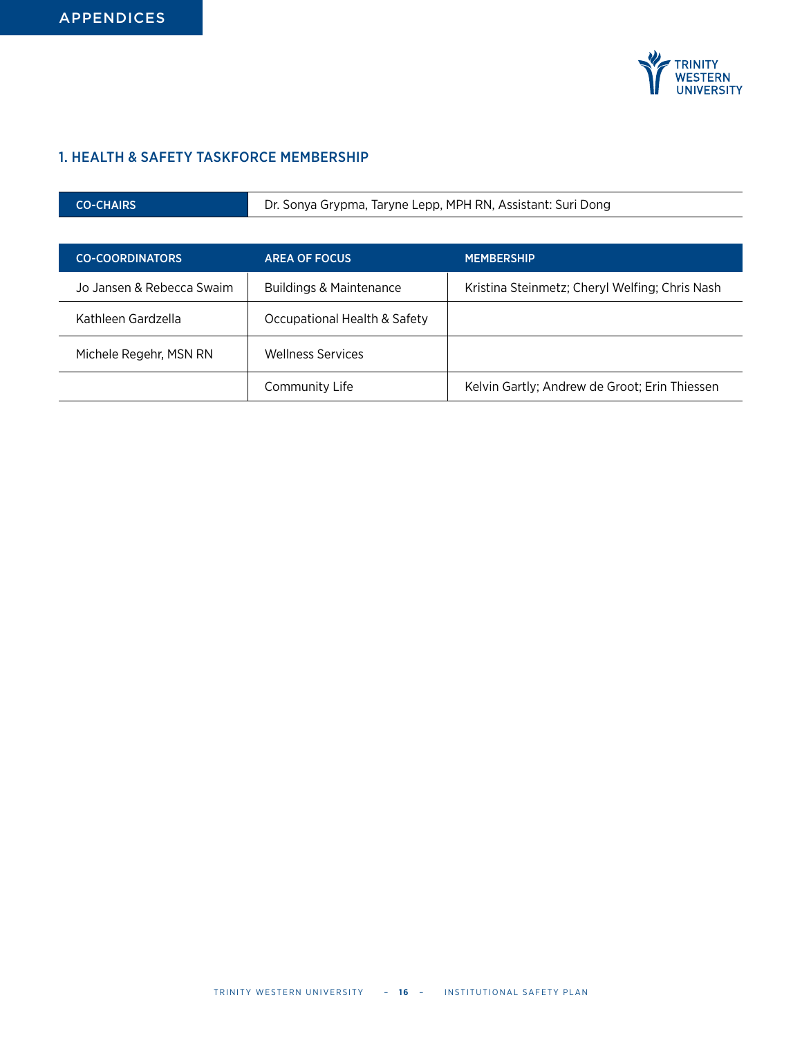APPENDICES

## 1. HEALTH & SAFETY TASKFORCE MEMBERSHIP

| CO-CHAIRS | Dr. Sonya Grypma, Taryne Lepp, MPH RN, Assistant: Suri Dong |
|---|---|

| CO-COORDINATORS | AREA OF FOCUS | MEMBERSHIP |
|---|---|---|
| Jo Jansen & Rebecca Swaim | Buildings & Maintenance | Kristina Steinmetz; Cheryl Welfing; Chris Nash |
| Kathleen Gardzella | Occupational Health & Safety | |
| Michele Regehr, MSN RN | Wellness Services | |
| | Community Life | Kelvin Gartly; Andrew de Groot; Erin Thiessen |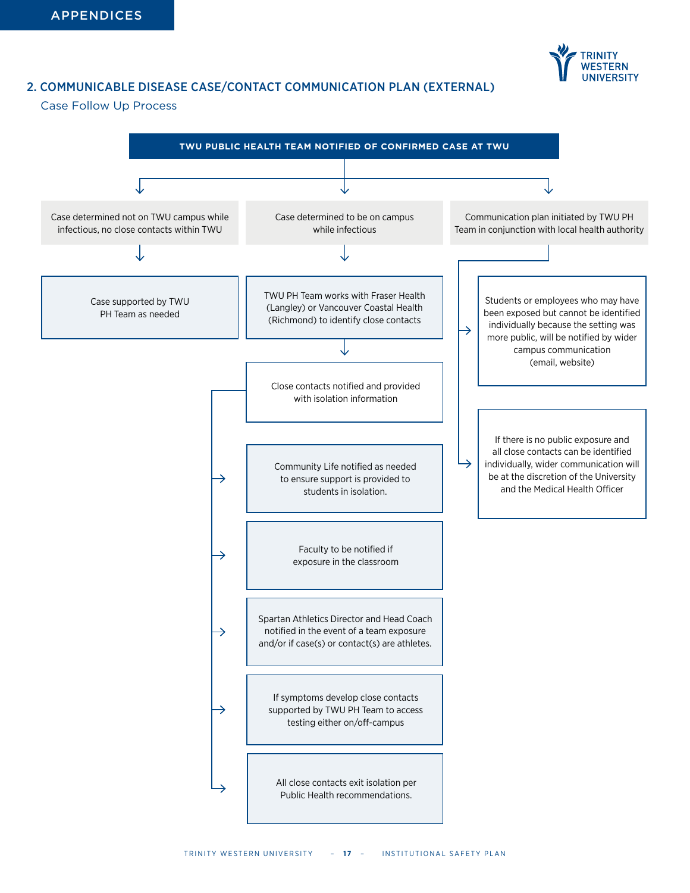## 2. COMMUNICABLE DISEASE CASE/CONTACT COMMUNICATION PLAN (EXTERNAL)

### Case Follow Up Process

**TWU PUBLIC HEALTH TEAM NOTIFIED OF CONFIRMED CASE AT TWU**

- Case determined not on TWU campus while infectious, no close contacts within TWU
  - Case supported by TWU PH Team as needed
- Case determined to be on campus while infectious
  - TWU PH Team works with Fraser Health (Langley) or Vancouver Coastal Health (Richmond) to identify close contacts
    - Close contacts notified and provided with isolation information
      - Community Life notified as needed to ensure support is provided to students in isolation.
      - Faculty to be notified if exposure in the classroom
      - Spartan Athletics Director and Head Coach notified in the event of a team exposure and/or if case(s) or contact(s) are athletes.
      - If symptoms develop close contacts supported by TWU PH Team to access testing either on/off-campus
      - All close contacts exit isolation per Public Health recommendations.
- Communication plan initiated by TWU PH Team in conjunction with local health authority
  - Students or employees who may have been exposed but cannot be identified individually because the setting was more public, will be notified by wider campus communication (email, website)
  - If there is no public exposure and all close contacts can be identified individually, wider communication will be at the discretion of the University and the Medical Health Officer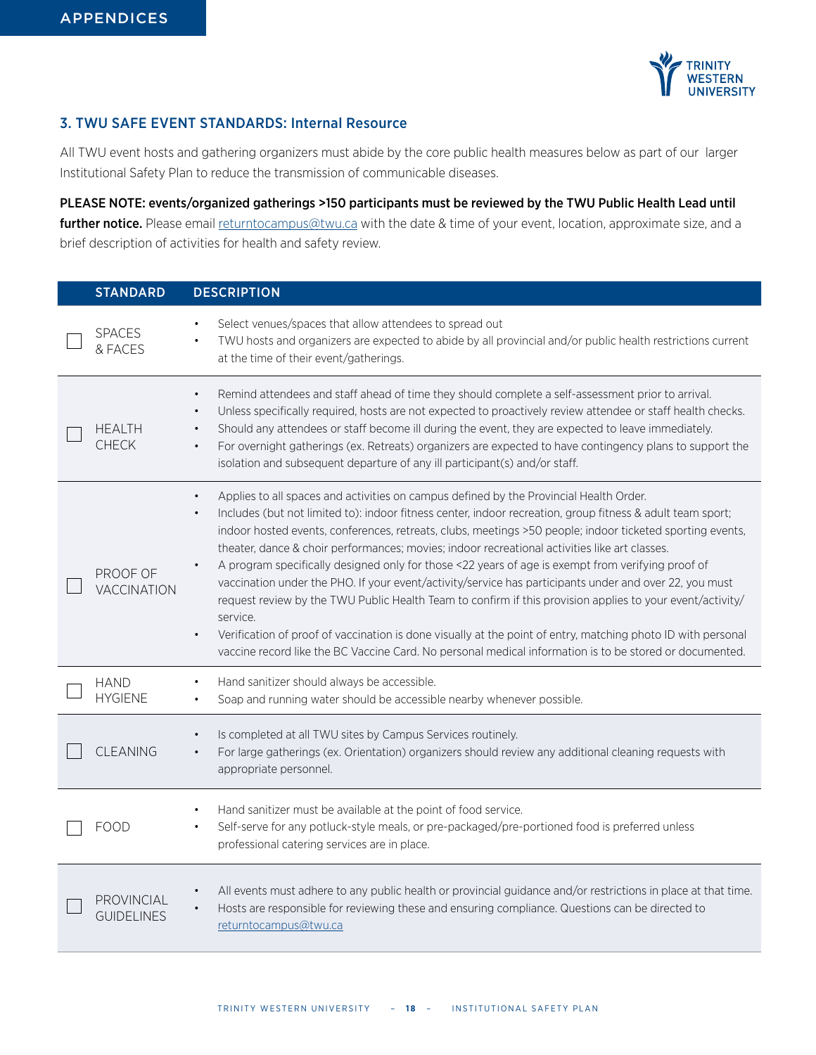# APPENDICES

## 3. TWU SAFE EVENT STANDARDS: Internal Resource

All TWU event hosts and gathering organizers must abide by the core public health measures below as part of our larger Institutional Safety Plan to reduce the transmission of communicable diseases.

**PLEASE NOTE: events/organized gatherings >150 participants must be reviewed by the TWU Public Health Lead until further notice.** Please email returntocampus@twu.ca with the date & time of your event, location, approximate size, and a brief description of activities for health and safety review.

| | STANDARD | DESCRIPTION |
|---|---|---|
| ☐ | SPACES & FACES | • Select venues/spaces that allow attendees to spread out<br>• TWU hosts and organizers are expected to abide by all provincial and/or public health restrictions current at the time of their event/gatherings. |
| ☐ | HEALTH CHECK | • Remind attendees and staff ahead of time they should complete a self-assessment prior to arrival.<br>• Unless specifically required, hosts are not expected to proactively review attendee or staff health checks.<br>• Should any attendees or staff become ill during the event, they are expected to leave immediately.<br>• For overnight gatherings (ex. Retreats) organizers are expected to have contingency plans to support the isolation and subsequent departure of any ill participant(s) and/or staff. |
| ☐ | PROOF OF VACCINATION | • Applies to all spaces and activities on campus defined by the Provincial Health Order.<br>• Includes (but not limited to): indoor fitness center, indoor recreation, group fitness & adult team sport; indoor hosted events, conferences, retreats, clubs, meetings >50 people; indoor ticketed sporting events, theater, dance & choir performances; movies; indoor recreational activities like art classes.<br>• A program specifically designed only for those <22 years of age is exempt from verifying proof of vaccination under the PHO. If your event/activity/service has participants under and over 22, you must request review by the TWU Public Health Team to confirm if this provision applies to your event/activity/service.<br>• Verification of proof of vaccination is done visually at the point of entry, matching photo ID with personal vaccine record like the BC Vaccine Card. No personal medical information is to be stored or documented. |
| ☐ | HAND HYGIENE | • Hand sanitizer should always be accessible.<br>• Soap and running water should be accessible nearby whenever possible. |
| ☐ | CLEANING | • Is completed at all TWU sites by Campus Services routinely.<br>• For large gatherings (ex. Orientation) organizers should review any additional cleaning requests with appropriate personnel. |
| ☐ | FOOD | • Hand sanitizer must be available at the point of food service.<br>• Self-serve for any potluck-style meals, or pre-packaged/pre-portioned food is preferred unless professional catering services are in place. |
| ☐ | PROVINCIAL GUIDELINES | • All events must adhere to any public health or provincial guidance and/or restrictions in place at that time.<br>• Hosts are responsible for reviewing these and ensuring compliance. Questions can be directed to returntocampus@twu.ca |